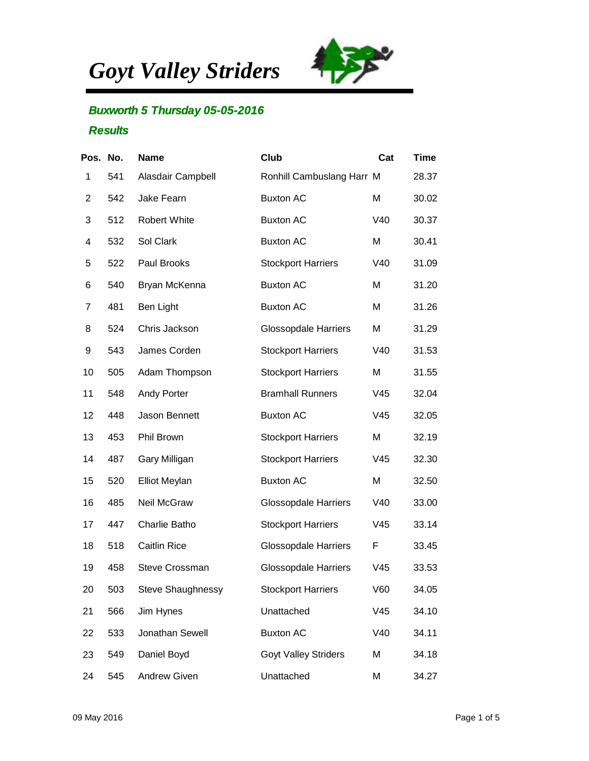# *Goyt Valley Striders*

## *Buxworth 5 Thursday 05-05-2016*

### *Results*

| Pos. | No. | Name | Club | Cat | Time |
|---|---|---|---|---|---|
| 1 | 541 | Alasdair Campbell | Ronhill Cambuslang Harr | M | 28.37 |
| 2 | 542 | Jake Fearn | Buxton AC | M | 30.02 |
| 3 | 512 | Robert White | Buxton AC | V40 | 30.37 |
| 4 | 532 | Sol Clark | Buxton AC | M | 30.41 |
| 5 | 522 | Paul Brooks | Stockport Harriers | V40 | 31.09 |
| 6 | 540 | Bryan McKenna | Buxton AC | M | 31.20 |
| 7 | 481 | Ben Light | Buxton AC | M | 31.26 |
| 8 | 524 | Chris Jackson | Glossopdale Harriers | M | 31.29 |
| 9 | 543 | James Corden | Stockport Harriers | V40 | 31.53 |
| 10 | 505 | Adam Thompson | Stockport Harriers | M | 31.55 |
| 11 | 548 | Andy Porter | Bramhall Runners | V45 | 32.04 |
| 12 | 448 | Jason Bennett | Buxton AC | V45 | 32.05 |
| 13 | 453 | Phil Brown | Stockport Harriers | M | 32.19 |
| 14 | 487 | Gary Milligan | Stockport Harriers | V45 | 32.30 |
| 15 | 520 | Elliot Meylan | Buxton AC | M | 32.50 |
| 16 | 485 | Neil McGraw | Glossopdale Harriers | V40 | 33.00 |
| 17 | 447 | Charlie Batho | Stockport Harriers | V45 | 33.14 |
| 18 | 518 | Caitlin Rice | Glossopdale Harriers | F | 33.45 |
| 19 | 458 | Steve Crossman | Glossopdale Harriers | V45 | 33.53 |
| 20 | 503 | Steve Shaughnessy | Stockport Harriers | V60 | 34.05 |
| 21 | 566 | Jim Hynes | Unattached | V45 | 34.10 |
| 22 | 533 | Jonathan Sewell | Buxton AC | V40 | 34.11 |
| 23 | 549 | Daniel Boyd | Goyt Valley Striders | M | 34.18 |
| 24 | 545 | Andrew Given | Unattached | M | 34.27 |

09 May 2016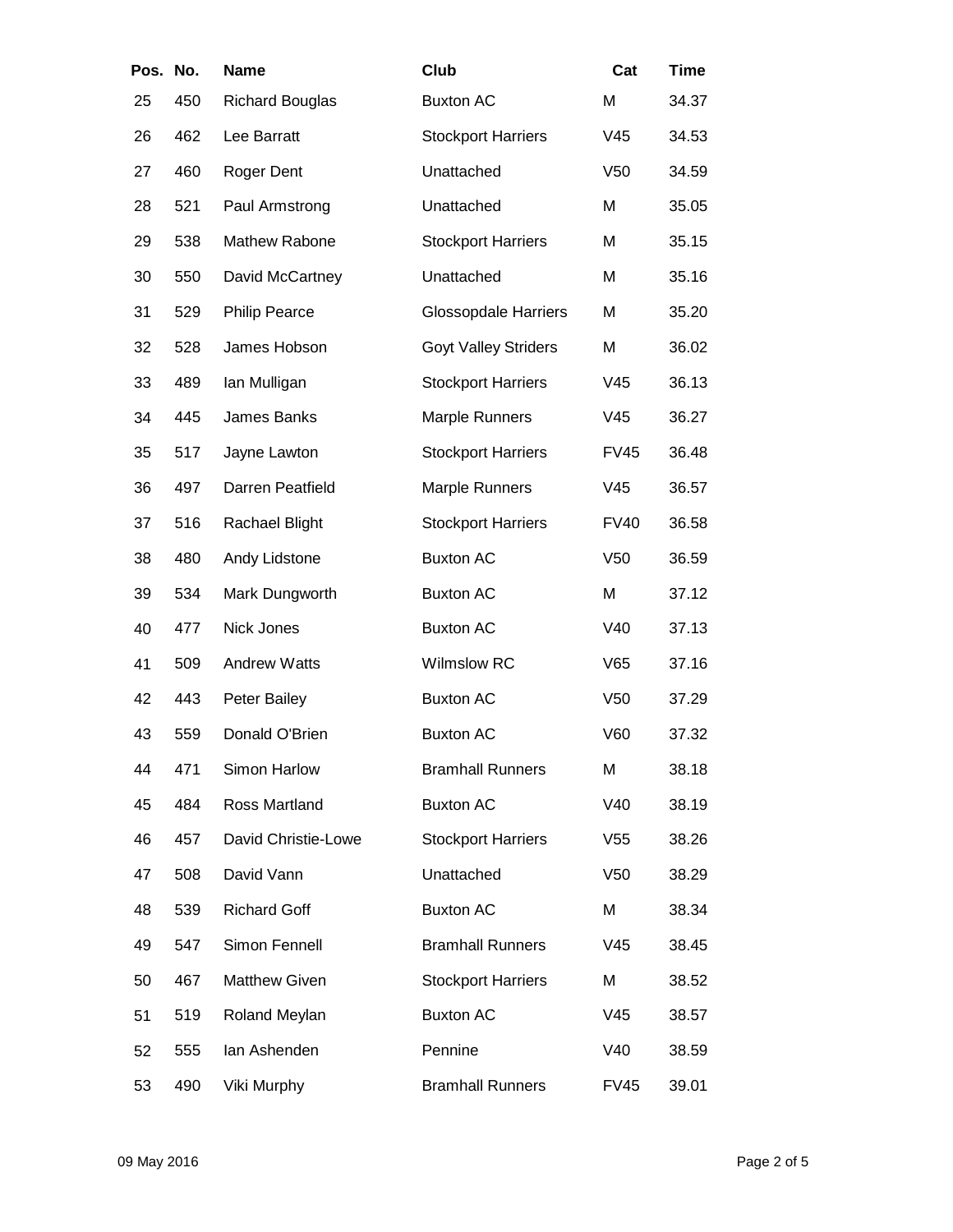| Pos. | No. | Name | Club | Cat | Time |
|---|---|---|---|---|---|
| 25 | 450 | Richard Bouglas | Buxton AC | M | 34.37 |
| 26 | 462 | Lee Barratt | Stockport Harriers | V45 | 34.53 |
| 27 | 460 | Roger Dent | Unattached | V50 | 34.59 |
| 28 | 521 | Paul Armstrong | Unattached | M | 35.05 |
| 29 | 538 | Mathew Rabone | Stockport Harriers | M | 35.15 |
| 30 | 550 | David McCartney | Unattached | M | 35.16 |
| 31 | 529 | Philip Pearce | Glossopdale Harriers | M | 35.20 |
| 32 | 528 | James Hobson | Goyt Valley Striders | M | 36.02 |
| 33 | 489 | Ian Mulligan | Stockport Harriers | V45 | 36.13 |
| 34 | 445 | James Banks | Marple Runners | V45 | 36.27 |
| 35 | 517 | Jayne Lawton | Stockport Harriers | FV45 | 36.48 |
| 36 | 497 | Darren Peatfield | Marple Runners | V45 | 36.57 |
| 37 | 516 | Rachael Blight | Stockport Harriers | FV40 | 36.58 |
| 38 | 480 | Andy Lidstone | Buxton AC | V50 | 36.59 |
| 39 | 534 | Mark Dungworth | Buxton AC | M | 37.12 |
| 40 | 477 | Nick Jones | Buxton AC | V40 | 37.13 |
| 41 | 509 | Andrew Watts | Wilmslow RC | V65 | 37.16 |
| 42 | 443 | Peter Bailey | Buxton AC | V50 | 37.29 |
| 43 | 559 | Donald O'Brien | Buxton AC | V60 | 37.32 |
| 44 | 471 | Simon Harlow | Bramhall Runners | M | 38.18 |
| 45 | 484 | Ross Martland | Buxton AC | V40 | 38.19 |
| 46 | 457 | David Christie-Lowe | Stockport Harriers | V55 | 38.26 |
| 47 | 508 | David Vann | Unattached | V50 | 38.29 |
| 48 | 539 | Richard Goff | Buxton AC | M | 38.34 |
| 49 | 547 | Simon Fennell | Bramhall Runners | V45 | 38.45 |
| 50 | 467 | Matthew Given | Stockport Harriers | M | 38.52 |
| 51 | 519 | Roland Meylan | Buxton AC | V45 | 38.57 |
| 52 | 555 | Ian Ashenden | Pennine | V40 | 38.59 |
| 53 | 490 | Viki Murphy | Bramhall Runners | FV45 | 39.01 |

09 May 2016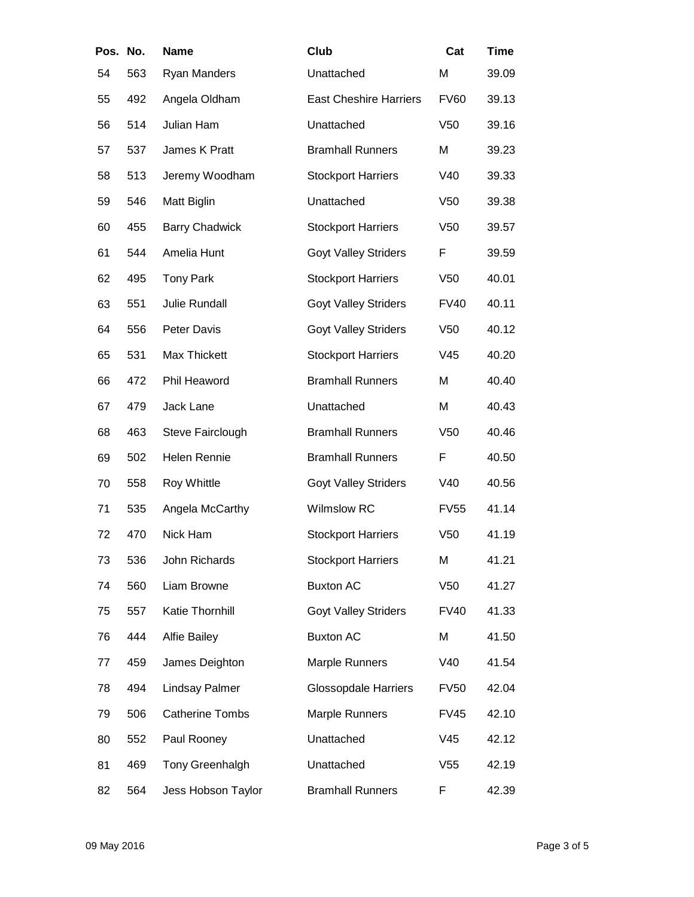| Pos. | No. | Name | Club | Cat | Time |
|---|---|---|---|---|---|
| 54 | 563 | Ryan Manders | Unattached | M | 39.09 |
| 55 | 492 | Angela Oldham | East Cheshire Harriers | FV60 | 39.13 |
| 56 | 514 | Julian Ham | Unattached | V50 | 39.16 |
| 57 | 537 | James K Pratt | Bramhall Runners | M | 39.23 |
| 58 | 513 | Jeremy Woodham | Stockport Harriers | V40 | 39.33 |
| 59 | 546 | Matt Biglin | Unattached | V50 | 39.38 |
| 60 | 455 | Barry Chadwick | Stockport Harriers | V50 | 39.57 |
| 61 | 544 | Amelia Hunt | Goyt Valley Striders | F | 39.59 |
| 62 | 495 | Tony Park | Stockport Harriers | V50 | 40.01 |
| 63 | 551 | Julie Rundall | Goyt Valley Striders | FV40 | 40.11 |
| 64 | 556 | Peter Davis | Goyt Valley Striders | V50 | 40.12 |
| 65 | 531 | Max Thickett | Stockport Harriers | V45 | 40.20 |
| 66 | 472 | Phil Heaword | Bramhall Runners | M | 40.40 |
| 67 | 479 | Jack Lane | Unattached | M | 40.43 |
| 68 | 463 | Steve Fairclough | Bramhall Runners | V50 | 40.46 |
| 69 | 502 | Helen Rennie | Bramhall Runners | F | 40.50 |
| 70 | 558 | Roy Whittle | Goyt Valley Striders | V40 | 40.56 |
| 71 | 535 | Angela McCarthy | Wilmslow RC | FV55 | 41.14 |
| 72 | 470 | Nick Ham | Stockport Harriers | V50 | 41.19 |
| 73 | 536 | John Richards | Stockport Harriers | M | 41.21 |
| 74 | 560 | Liam Browne | Buxton AC | V50 | 41.27 |
| 75 | 557 | Katie Thornhill | Goyt Valley Striders | FV40 | 41.33 |
| 76 | 444 | Alfie Bailey | Buxton AC | M | 41.50 |
| 77 | 459 | James Deighton | Marple Runners | V40 | 41.54 |
| 78 | 494 | Lindsay Palmer | Glossopdale Harriers | FV50 | 42.04 |
| 79 | 506 | Catherine Tombs | Marple Runners | FV45 | 42.10 |
| 80 | 552 | Paul Rooney | Unattached | V45 | 42.12 |
| 81 | 469 | Tony Greenhalgh | Unattached | V55 | 42.19 |
| 82 | 564 | Jess Hobson Taylor | Bramhall Runners | F | 42.39 |

09 May 2016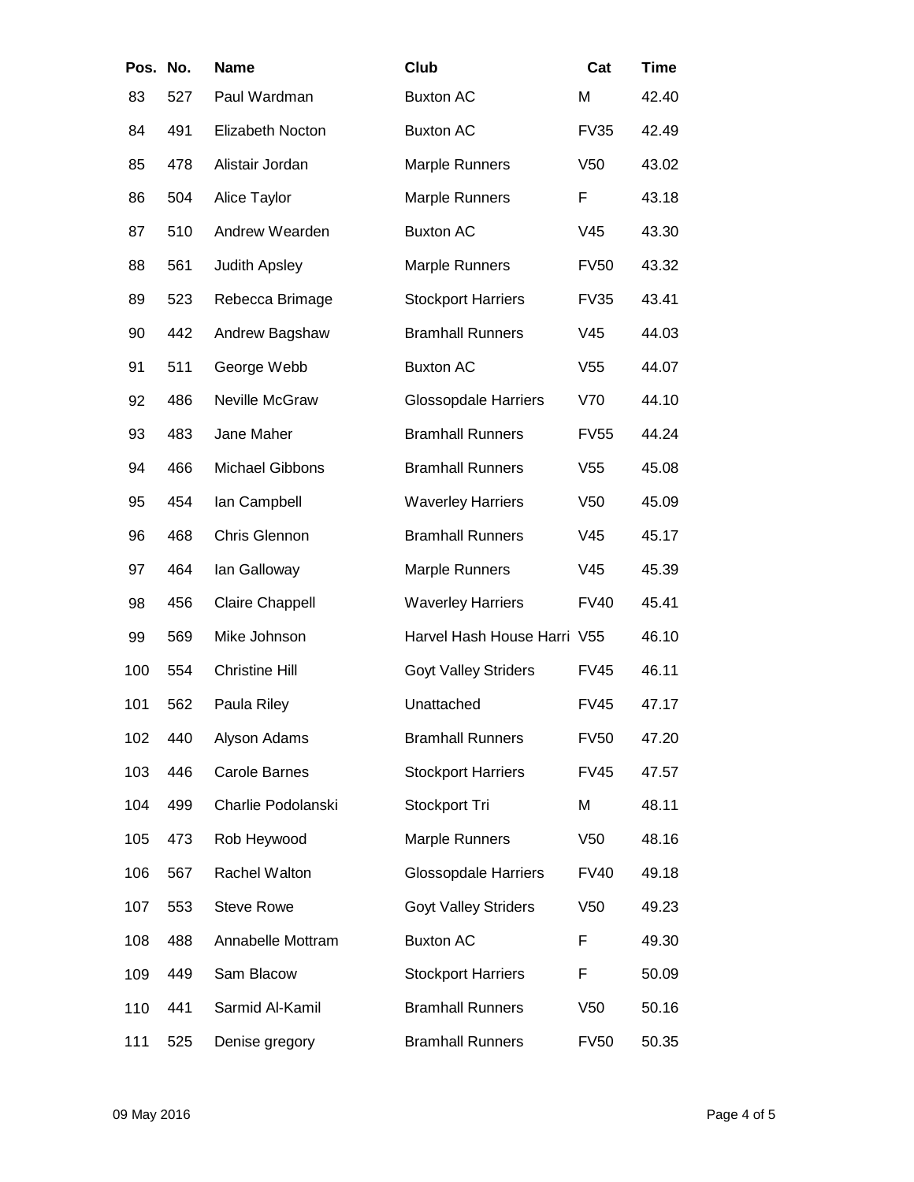| Pos. | No. | Name | Club | Cat | Time |
|---|---|---|---|---|---|
| 83 | 527 | Paul Wardman | Buxton AC | M | 42.40 |
| 84 | 491 | Elizabeth Nocton | Buxton AC | FV35 | 42.49 |
| 85 | 478 | Alistair Jordan | Marple Runners | V50 | 43.02 |
| 86 | 504 | Alice Taylor | Marple Runners | F | 43.18 |
| 87 | 510 | Andrew Wearden | Buxton AC | V45 | 43.30 |
| 88 | 561 | Judith Apsley | Marple Runners | FV50 | 43.32 |
| 89 | 523 | Rebecca Brimage | Stockport Harriers | FV35 | 43.41 |
| 90 | 442 | Andrew Bagshaw | Bramhall Runners | V45 | 44.03 |
| 91 | 511 | George Webb | Buxton AC | V55 | 44.07 |
| 92 | 486 | Neville McGraw | Glossopdale Harriers | V70 | 44.10 |
| 93 | 483 | Jane Maher | Bramhall Runners | FV55 | 44.24 |
| 94 | 466 | Michael Gibbons | Bramhall Runners | V55 | 45.08 |
| 95 | 454 | Ian Campbell | Waverley Harriers | V50 | 45.09 |
| 96 | 468 | Chris Glennon | Bramhall Runners | V45 | 45.17 |
| 97 | 464 | Ian Galloway | Marple Runners | V45 | 45.39 |
| 98 | 456 | Claire Chappell | Waverley Harriers | FV40 | 45.41 |
| 99 | 569 | Mike Johnson | Harvel Hash House Harri | V55 | 46.10 |
| 100 | 554 | Christine Hill | Goyt Valley Striders | FV45 | 46.11 |
| 101 | 562 | Paula Riley | Unattached | FV45 | 47.17 |
| 102 | 440 | Alyson Adams | Bramhall Runners | FV50 | 47.20 |
| 103 | 446 | Carole Barnes | Stockport Harriers | FV45 | 47.57 |
| 104 | 499 | Charlie Podolanski | Stockport Tri | M | 48.11 |
| 105 | 473 | Rob Heywood | Marple Runners | V50 | 48.16 |
| 106 | 567 | Rachel Walton | Glossopdale Harriers | FV40 | 49.18 |
| 107 | 553 | Steve Rowe | Goyt Valley Striders | V50 | 49.23 |
| 108 | 488 | Annabelle Mottram | Buxton AC | F | 49.30 |
| 109 | 449 | Sam Blacow | Stockport Harriers | F | 50.09 |
| 110 | 441 | Sarmid Al-Kamil | Bramhall Runners | V50 | 50.16 |
| 111 | 525 | Denise gregory | Bramhall Runners | FV50 | 50.35 |

09 May 2016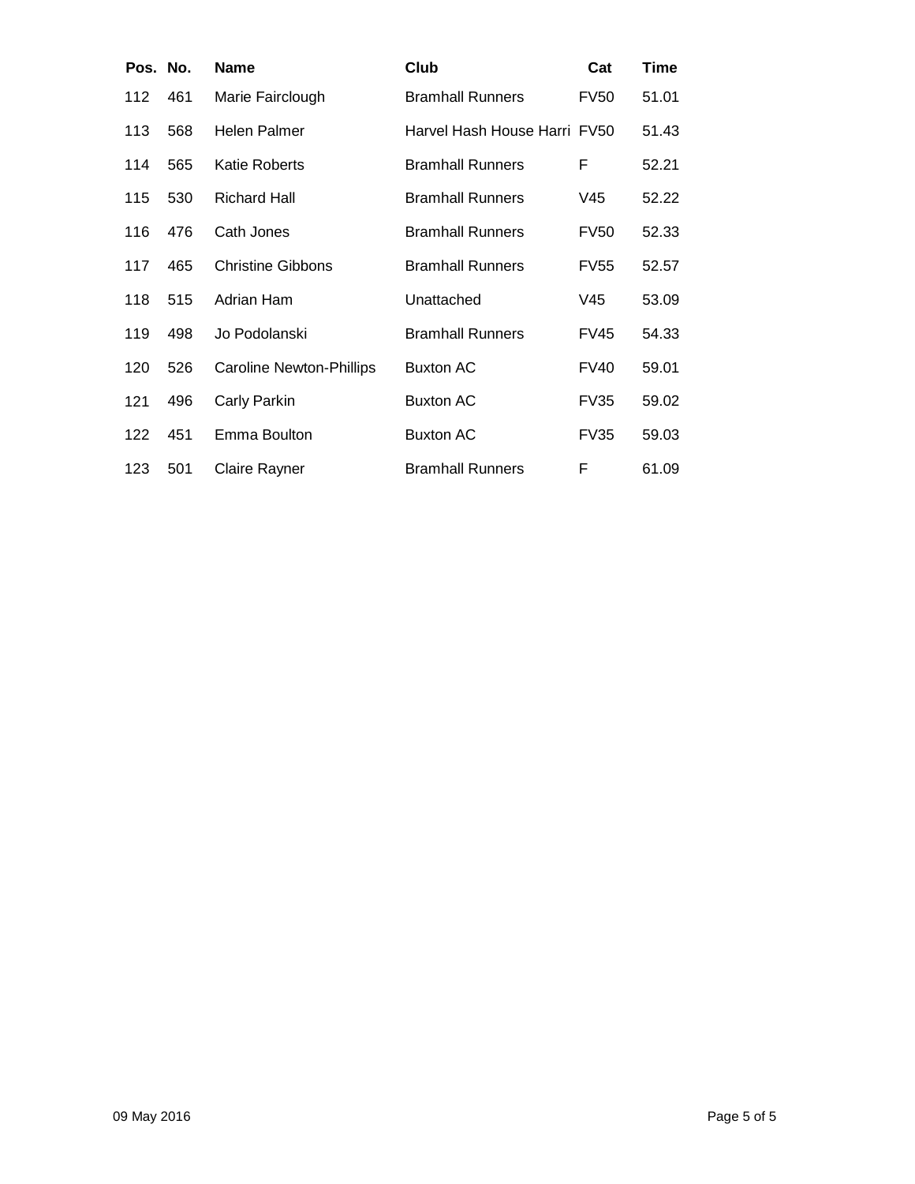| Pos. | No. | Name | Club | Cat | Time |
|---|---|---|---|---|---|
| 112 | 461 | Marie Fairclough | Bramhall Runners | FV50 | 51.01 |
| 113 | 568 | Helen Palmer | Harvel Hash House Harri | FV50 | 51.43 |
| 114 | 565 | Katie Roberts | Bramhall Runners | F | 52.21 |
| 115 | 530 | Richard Hall | Bramhall Runners | V45 | 52.22 |
| 116 | 476 | Cath Jones | Bramhall Runners | FV50 | 52.33 |
| 117 | 465 | Christine Gibbons | Bramhall Runners | FV55 | 52.57 |
| 118 | 515 | Adrian Ham | Unattached | V45 | 53.09 |
| 119 | 498 | Jo Podolanski | Bramhall Runners | FV45 | 54.33 |
| 120 | 526 | Caroline Newton-Phillips | Buxton AC | FV40 | 59.01 |
| 121 | 496 | Carly Parkin | Buxton AC | FV35 | 59.02 |
| 122 | 451 | Emma Boulton | Buxton AC | FV35 | 59.03 |
| 123 | 501 | Claire Rayner | Bramhall Runners | F | 61.09 |

09 May 2016